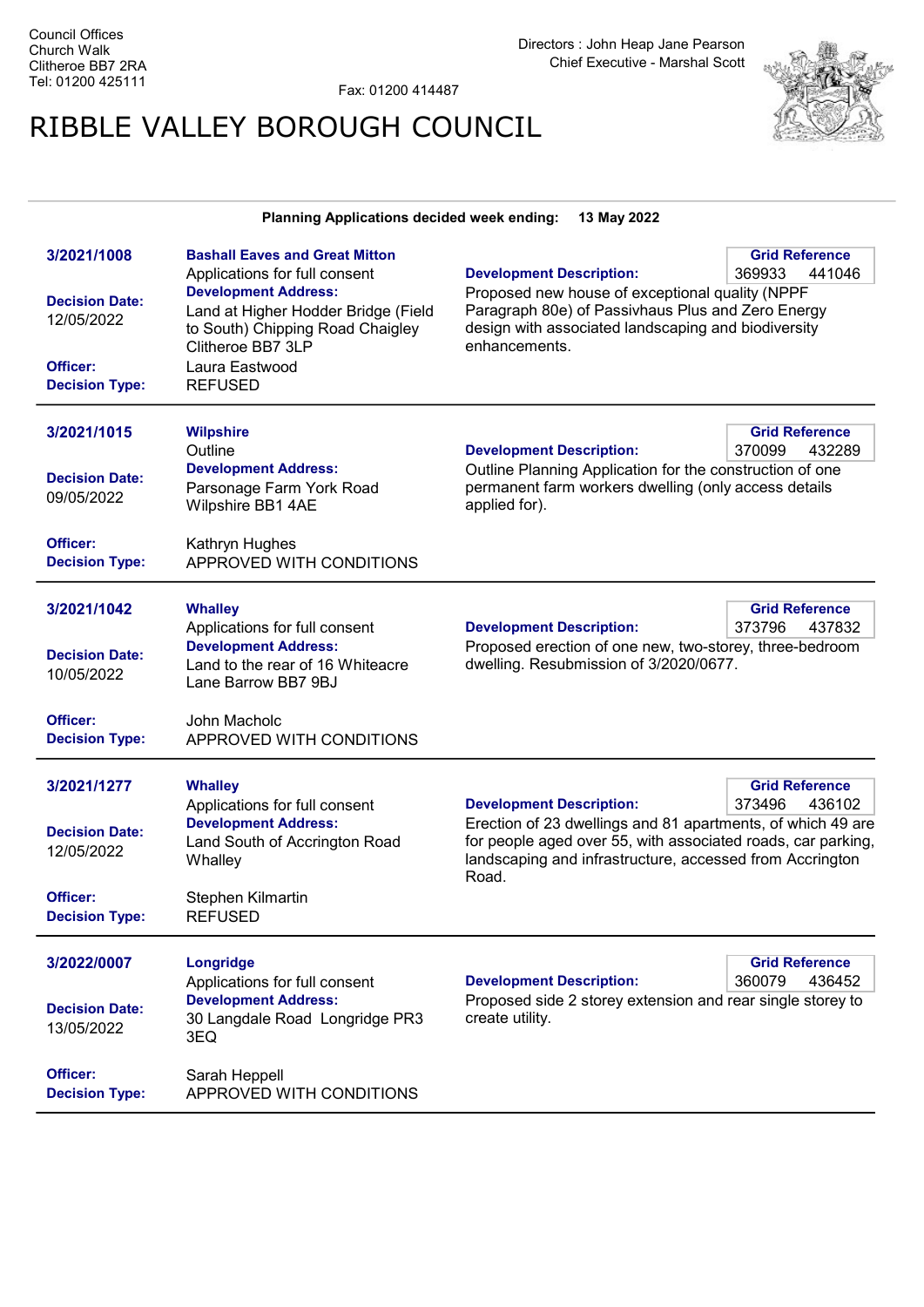Council Offices
Church Walk
Clitheroe BB7 2RA
Tel: 01200 425111

Fax: 01200 414487

Directors : John Heap Jane Pearson
Chief Executive - Marshal Scott

# RIBBLE VALLEY BOROUGH COUNCIL

**Planning Applications decided week ending: 13 May 2022**

---

**3/2021/1008**

**Bashall Eaves and Great Mitton**
Applications for full consent

**Grid Reference:** 369933 441046

**Decision Date:** 12/05/2022

**Development Address:** Land at Higher Hodder Bridge (Field to South) Chipping Road Chaigley Clitheroe BB7 3LP

**Development Description:** Proposed new house of exceptional quality (NPPF Paragraph 80e) of Passivhaus Plus and Zero Energy design with associated landscaping and biodiversity enhancements.

**Officer:** Laura Eastwood

**Decision Type:** REFUSED

---

**3/2021/1015**

**Wilpshire**
Outline

**Grid Reference:** 370099 432289

**Decision Date:** 09/05/2022

**Development Address:** Parsonage Farm York Road Wilpshire BB1 4AE

**Development Description:** Outline Planning Application for the construction of one permanent farm workers dwelling (only access details applied for).

**Officer:** Kathryn Hughes

**Decision Type:** APPROVED WITH CONDITIONS

---

**3/2021/1042**

**Whalley**
Applications for full consent

**Grid Reference:** 373796 437832

**Decision Date:** 10/05/2022

**Development Address:** Land to the rear of 16 Whiteacre Lane Barrow BB7 9BJ

**Development Description:** Proposed erection of one new, two-storey, three-bedroom dwelling. Resubmission of 3/2020/0677.

**Officer:** John Macholc

**Decision Type:** APPROVED WITH CONDITIONS

---

**3/2021/1277**

**Whalley**
Applications for full consent

**Grid Reference:** 373496 436102

**Decision Date:** 12/05/2022

**Development Address:** Land South of Accrington Road Whalley

**Development Description:** Erection of 23 dwellings and 81 apartments, of which 49 are for people aged over 55, with associated roads, car parking, landscaping and infrastructure, accessed from Accrington Road.

**Officer:** Stephen Kilmartin

**Decision Type:** REFUSED

---

**3/2022/0007**

**Longridge**
Applications for full consent

**Grid Reference:** 360079 436452

**Decision Date:** 13/05/2022

**Development Address:** 30 Langdale Road Longridge PR3 3EQ

**Development Description:** Proposed side 2 storey extension and rear single storey to create utility.

**Officer:** Sarah Heppell

**Decision Type:** APPROVED WITH CONDITIONS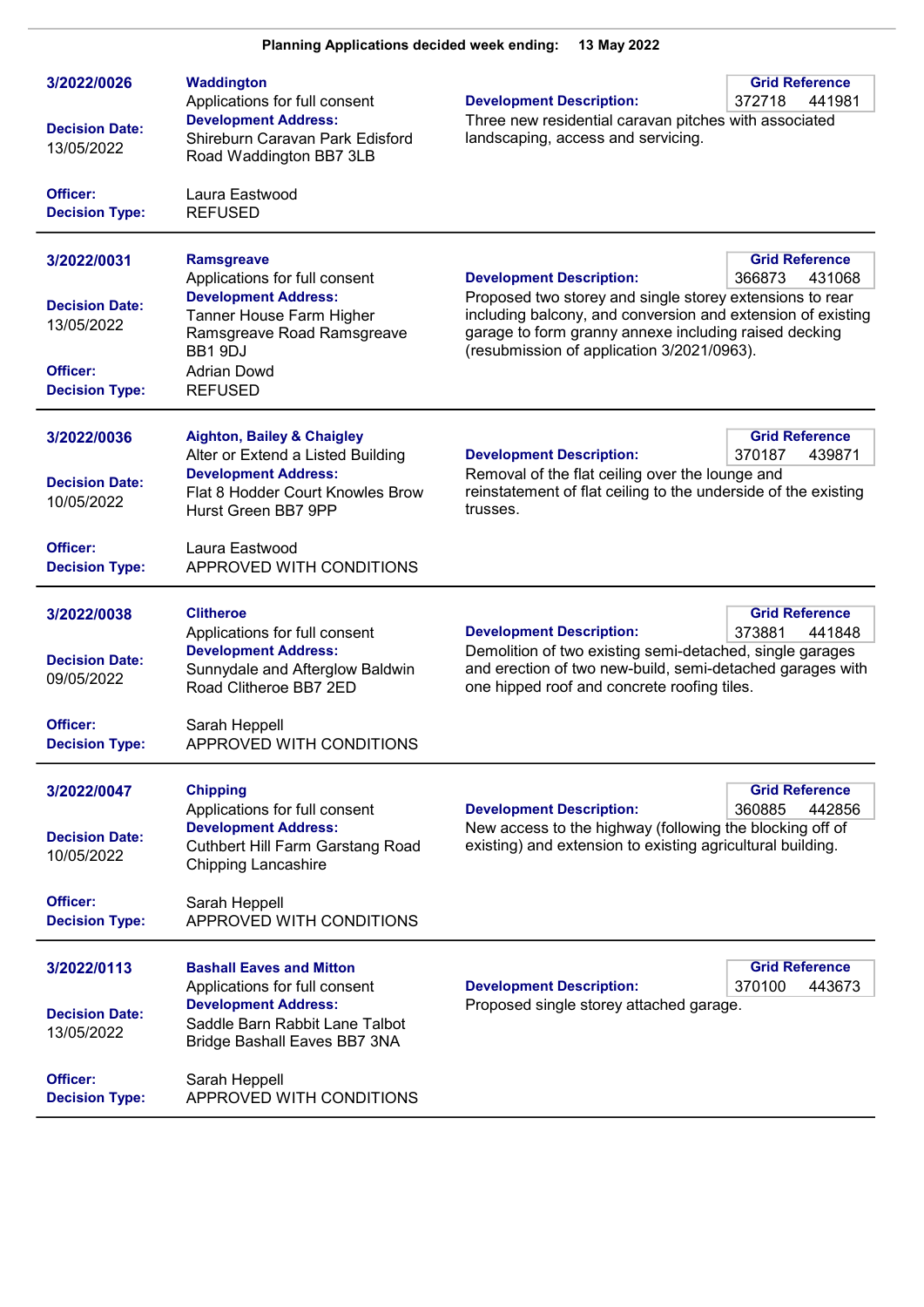**Planning Applications decided week ending: 13 May 2022**

---

**3/2022/0026**

**Waddington**
Applications for full consent

**Decision Date:** 13/05/2022

**Development Address:** Shireburn Caravan Park Edisford Road Waddington BB7 3LB

**Development Description:** Three new residential caravan pitches with associated landscaping, access and servicing.

**Grid Reference:** 372718 441981

**Officer:** Laura Eastwood

**Decision Type:** REFUSED

---

**3/2022/0031**

**Ramsgreave**
Applications for full consent

**Decision Date:** 13/05/2022

**Development Address:** Tanner House Farm Higher Ramsgreave Road Ramsgreave BB1 9DJ

**Development Description:** Proposed two storey and single storey extensions to rear including balcony, and conversion and extension of existing garage to form granny annexe including raised decking (resubmission of application 3/2021/0963).

**Grid Reference:** 366873 431068

**Officer:** Adrian Dowd

**Decision Type:** REFUSED

---

**3/2022/0036**

**Aighton, Bailey & Chaigley**
Alter or Extend a Listed Building

**Decision Date:** 10/05/2022

**Development Address:** Flat 8 Hodder Court Knowles Brow Hurst Green BB7 9PP

**Development Description:** Removal of the flat ceiling over the lounge and reinstatement of flat ceiling to the underside of the existing trusses.

**Grid Reference:** 370187 439871

**Officer:** Laura Eastwood

**Decision Type:** APPROVED WITH CONDITIONS

---

**3/2022/0038**

**Clitheroe**
Applications for full consent

**Decision Date:** 09/05/2022

**Development Address:** Sunnydale and Afterglow Baldwin Road Clitheroe BB7 2ED

**Development Description:** Demolition of two existing semi-detached, single garages and erection of two new-build, semi-detached garages with one hipped roof and concrete roofing tiles.

**Grid Reference:** 373881 441848

**Officer:** Sarah Heppell

**Decision Type:** APPROVED WITH CONDITIONS

---

**3/2022/0047**

**Chipping**
Applications for full consent

**Decision Date:** 10/05/2022

**Development Address:** Cuthbert Hill Farm Garstang Road Chipping Lancashire

**Development Description:** New access to the highway (following the blocking off of existing) and extension to existing agricultural building.

**Grid Reference:** 360885 442856

**Officer:** Sarah Heppell

**Decision Type:** APPROVED WITH CONDITIONS

---

**3/2022/0113**

**Bashall Eaves and Mitton**
Applications for full consent

**Decision Date:** 13/05/2022

**Development Address:** Saddle Barn Rabbit Lane Talbot Bridge Bashall Eaves BB7 3NA

**Development Description:** Proposed single storey attached garage.

**Grid Reference:** 370100 443673

**Officer:** Sarah Heppell

**Decision Type:** APPROVED WITH CONDITIONS

---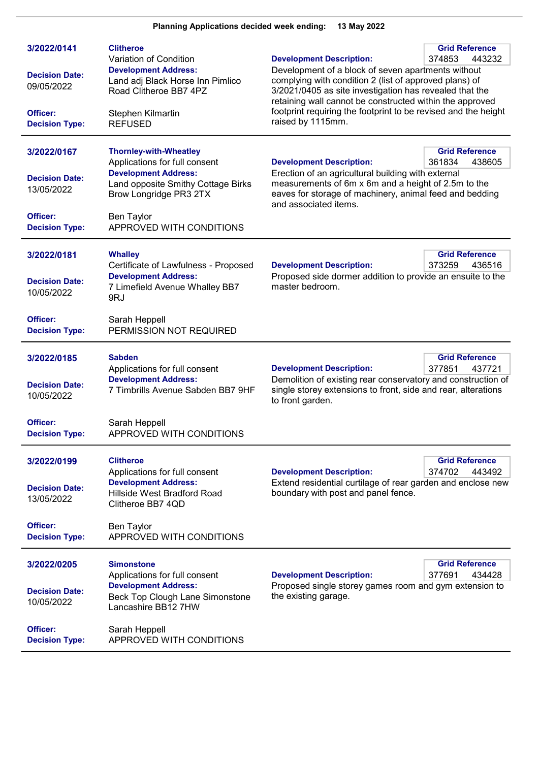**Planning Applications decided week ending: 13 May 2022**

---

**3/2022/0141**

**Clitheroe**
Variation of Condition

**Decision Date:** 09/05/2022

**Development Address:**
Land adj Black Horse Inn Pimlico Road Clitheroe BB7 4PZ

**Officer:** Stephen Kilmartin
**Decision Type:** REFUSED

**Grid Reference:** 374853 443232

**Development Description:**
Development of a block of seven apartments without complying with condition 2 (list of approved plans) of 3/2021/0405 as site investigation has revealed that the retaining wall cannot be constructed within the approved footprint requiring the footprint to be revised and the height raised by 1115mm.

---

**3/2022/0167**

**Thornley-with-Wheatley**
Applications for full consent

**Decision Date:** 13/05/2022

**Development Address:**
Land opposite Smithy Cottage Birks Brow Longridge PR3 2TX

**Officer:** Ben Taylor
**Decision Type:** APPROVED WITH CONDITIONS

**Grid Reference:** 361834 438605

**Development Description:**
Erection of an agricultural building with external measurements of 6m x 6m and a height of 2.5m to the eaves for storage of machinery, animal feed and bedding and associated items.

---

**3/2022/0181**

**Whalley**
Certificate of Lawfulness - Proposed

**Decision Date:** 10/05/2022

**Development Address:**
7 Limefield Avenue Whalley BB7 9RJ

**Officer:** Sarah Heppell
**Decision Type:** PERMISSION NOT REQUIRED

**Grid Reference:** 373259 436516

**Development Description:**
Proposed side dormer addition to provide an ensuite to the master bedroom.

---

**3/2022/0185**

**Sabden**
Applications for full consent

**Decision Date:** 10/05/2022

**Development Address:**
7 Timbrills Avenue Sabden BB7 9HF

**Officer:** Sarah Heppell
**Decision Type:** APPROVED WITH CONDITIONS

**Grid Reference:** 377851 437721

**Development Description:**
Demolition of existing rear conservatory and construction of single storey extensions to front, side and rear, alterations to front garden.

---

**3/2022/0199**

**Clitheroe**
Applications for full consent

**Decision Date:** 13/05/2022

**Development Address:**
Hillside West Bradford Road Clitheroe BB7 4QD

**Officer:** Ben Taylor
**Decision Type:** APPROVED WITH CONDITIONS

**Grid Reference:** 374702 443492

**Development Description:**
Extend residential curtilage of rear garden and enclose new boundary with post and panel fence.

---

**3/2022/0205**

**Simonstone**
Applications for full consent

**Decision Date:** 10/05/2022

**Development Address:**
Beck Top Clough Lane Simonstone Lancashire BB12 7HW

**Officer:** Sarah Heppell
**Decision Type:** APPROVED WITH CONDITIONS

**Grid Reference:** 377691 434428

**Development Description:**
Proposed single storey games room and gym extension to the existing garage.

---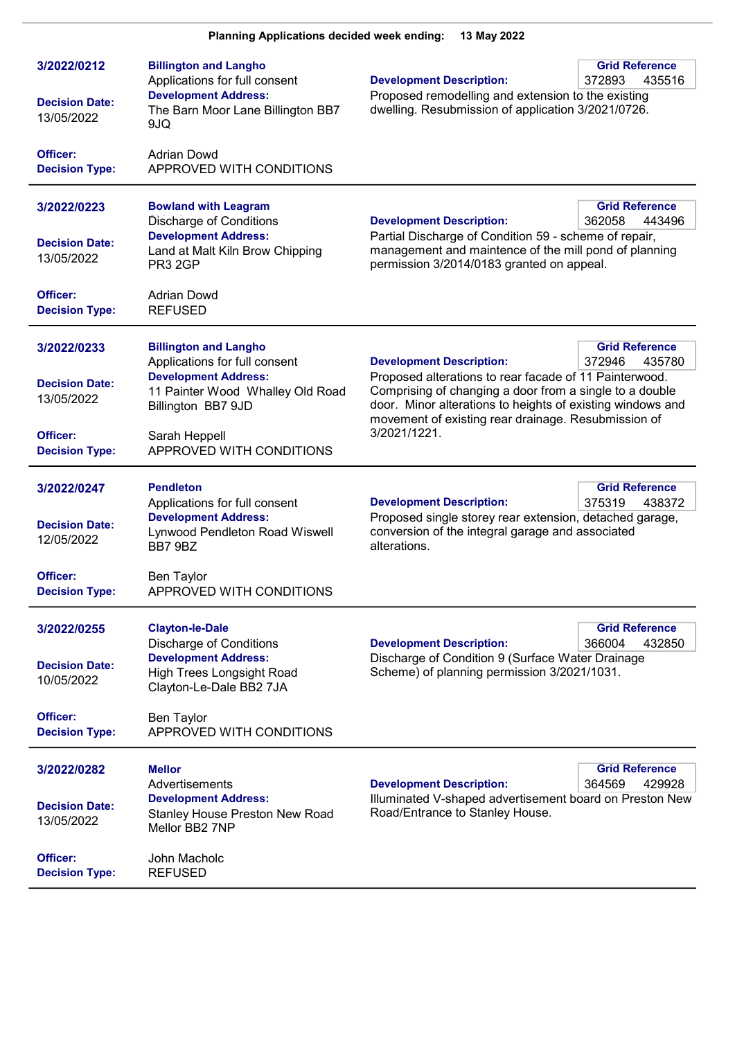**Planning Applications decided week ending: 13 May 2022**

---

**3/2022/0212**

**Billington and Langho**
Applications for full consent

**Decision Date:** 13/05/2022

**Development Address:** The Barn Moor Lane Billington BB7 9JQ

**Officer:** Adrian Dowd

**Decision Type:** APPROVED WITH CONDITIONS

**Development Description:** Proposed remodelling and extension to the existing dwelling. Resubmission of application 3/2021/0726.

**Grid Reference:** 372893 435516

---

**3/2022/0223**

**Bowland with Leagram**
Discharge of Conditions

**Decision Date:** 13/05/2022

**Development Address:** Land at Malt Kiln Brow Chipping PR3 2GP

**Officer:** Adrian Dowd

**Decision Type:** REFUSED

**Development Description:** Partial Discharge of Condition 59 - scheme of repair, management and maintence of the mill pond of planning permission 3/2014/0183 granted on appeal.

**Grid Reference:** 362058 443496

---

**3/2022/0233**

**Billington and Langho**
Applications for full consent

**Decision Date:** 13/05/2022

**Development Address:** 11 Painter Wood Whalley Old Road Billington BB7 9JD

**Officer:** Sarah Heppell

**Decision Type:** APPROVED WITH CONDITIONS

**Development Description:** Proposed alterations to rear facade of 11 Painterwood. Comprising of changing a door from a single to a double door. Minor alterations to heights of existing windows and movement of existing rear drainage. Resubmission of 3/2021/1221.

**Grid Reference:** 372946 435780

---

**3/2022/0247**

**Pendleton**
Applications for full consent

**Decision Date:** 12/05/2022

**Development Address:** Lynwood Pendleton Road Wiswell BB7 9BZ

**Officer:** Ben Taylor

**Decision Type:** APPROVED WITH CONDITIONS

**Development Description:** Proposed single storey rear extension, detached garage, conversion of the integral garage and associated alterations.

**Grid Reference:** 375319 438372

---

**3/2022/0255**

**Clayton-le-Dale**
Discharge of Conditions

**Decision Date:** 10/05/2022

**Development Address:** High Trees Longsight Road Clayton-Le-Dale BB2 7JA

**Officer:** Ben Taylor

**Decision Type:** APPROVED WITH CONDITIONS

**Development Description:** Discharge of Condition 9 (Surface Water Drainage Scheme) of planning permission 3/2021/1031.

**Grid Reference:** 366004 432850

---

**3/2022/0282**

**Mellor**
Advertisements

**Decision Date:** 13/05/2022

**Development Address:** Stanley House Preston New Road Mellor BB2 7NP

**Officer:** John Macholc

**Decision Type:** REFUSED

**Development Description:** Illuminated V-shaped advertisement board on Preston New Road/Entrance to Stanley House.

**Grid Reference:** 364569 429928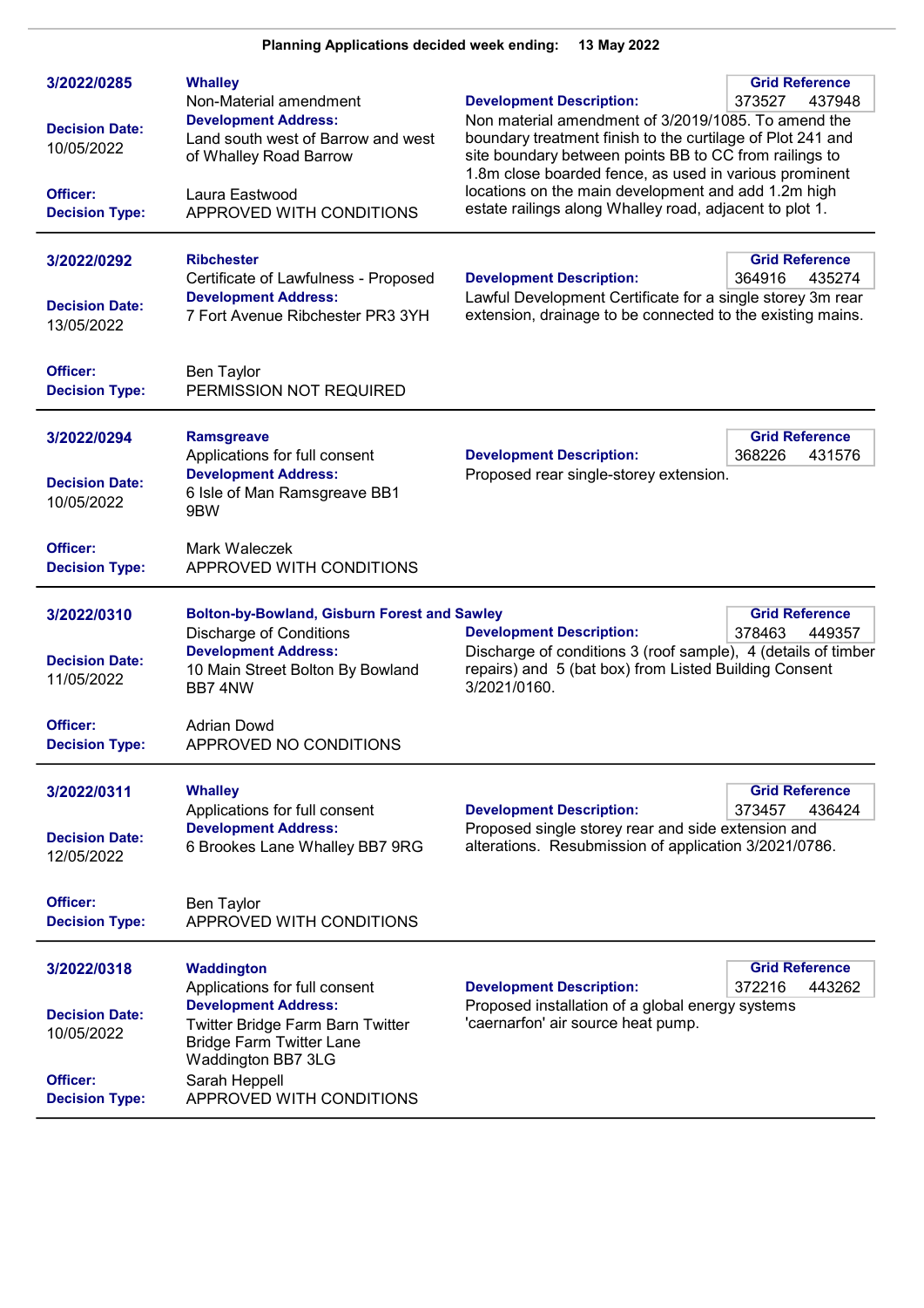**Planning Applications decided week ending: 13 May 2022**

---

**3/2022/0285**

**Whalley**
Non-Material amendment

**Decision Date:** 10/05/2022

**Development Address:** Land south west of Barrow and west of Whalley Road Barrow

**Officer:** Laura Eastwood

**Decision Type:** APPROVED WITH CONDITIONS

**Grid Reference:** 373527 437948

**Development Description:** Non material amendment of 3/2019/1085. To amend the boundary treatment finish to the curtilage of Plot 241 and site boundary between points BB to CC from railings to 1.8m close boarded fence, as used in various prominent locations on the main development and add 1.2m high estate railings along Whalley road, adjacent to plot 1.

---

**3/2022/0292**

**Ribchester**
Certificate of Lawfulness - Proposed

**Decision Date:** 13/05/2022

**Development Address:** 7 Fort Avenue Ribchester PR3 3YH

**Officer:** Ben Taylor

**Decision Type:** PERMISSION NOT REQUIRED

**Grid Reference:** 364916 435274

**Development Description:** Lawful Development Certificate for a single storey 3m rear extension, drainage to be connected to the existing mains.

---

**3/2022/0294**

**Ramsgreave**
Applications for full consent

**Decision Date:** 10/05/2022

**Development Address:** 6 Isle of Man Ramsgreave BB1 9BW

**Officer:** Mark Waleczek

**Decision Type:** APPROVED WITH CONDITIONS

**Grid Reference:** 368226 431576

**Development Description:** Proposed rear single-storey extension.

---

**3/2022/0310**

**Bolton-by-Bowland, Gisburn Forest and Sawley**
Discharge of Conditions

**Decision Date:** 11/05/2022

**Development Address:** 10 Main Street Bolton By Bowland BB7 4NW

**Officer:** Adrian Dowd

**Decision Type:** APPROVED NO CONDITIONS

**Grid Reference:** 378463 449357

**Development Description:** Discharge of conditions 3 (roof sample), 4 (details of timber repairs) and 5 (bat box) from Listed Building Consent 3/2021/0160.

---

**3/2022/0311**

**Whalley**
Applications for full consent

**Decision Date:** 12/05/2022

**Development Address:** 6 Brookes Lane Whalley BB7 9RG

**Officer:** Ben Taylor

**Decision Type:** APPROVED WITH CONDITIONS

**Grid Reference:** 373457 436424

**Development Description:** Proposed single storey rear and side extension and alterations. Resubmission of application 3/2021/0786.

---

**3/2022/0318**

**Waddington**
Applications for full consent

**Decision Date:** 10/05/2022

**Development Address:** Twitter Bridge Farm Barn Twitter Bridge Farm Twitter Lane Waddington BB7 3LG

**Officer:** Sarah Heppell

**Decision Type:** APPROVED WITH CONDITIONS

**Grid Reference:** 372216 443262

**Development Description:** Proposed installation of a global energy systems 'caernarfon' air source heat pump.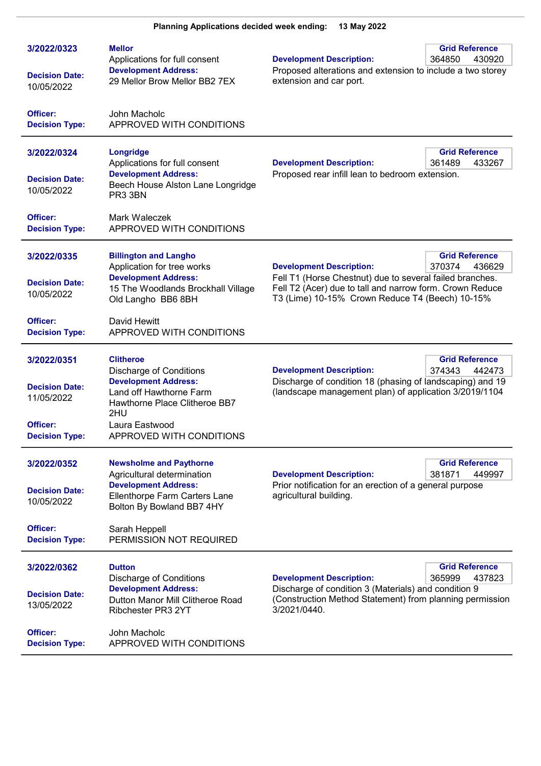**Planning Applications decided week ending: 13 May 2022**

---

**3/2022/0323**

**Mellor**
Applications for full consent

**Development Address:**
29 Mellor Brow Mellor BB2 7EX

**Decision Date:** 10/05/2022

**Development Description:**
Proposed alterations and extension to include a two storey extension and car port.

**Grid Reference:** 364850 430920

**Officer:** John Macholc
**Decision Type:** APPROVED WITH CONDITIONS

---

**3/2022/0324**

**Longridge**
Applications for full consent

**Development Address:**
Beech House Alston Lane Longridge PR3 3BN

**Decision Date:** 10/05/2022

**Development Description:**
Proposed rear infill lean to bedroom extension.

**Grid Reference:** 361489 433267

**Officer:** Mark Waleczek
**Decision Type:** APPROVED WITH CONDITIONS

---

**3/2022/0335**

**Billington and Langho**
Application for tree works

**Development Address:**
15 The Woodlands Brockhall Village Old Langho BB6 8BH

**Decision Date:** 10/05/2022

**Development Description:**
Fell T1 (Horse Chestnut) due to several failed branches. Fell T2 (Acer) due to tall and narrow form. Crown Reduce T3 (Lime) 10-15% Crown Reduce T4 (Beech) 10-15%

**Grid Reference:** 370374 436629

**Officer:** David Hewitt
**Decision Type:** APPROVED WITH CONDITIONS

---

**3/2022/0351**

**Clitheroe**
Discharge of Conditions

**Development Address:**
Land off Hawthorne Farm Hawthorne Place Clitheroe BB7 2HU

**Decision Date:** 11/05/2022

**Development Description:**
Discharge of condition 18 (phasing of landscaping) and 19 (landscape management plan) of application 3/2019/1104

**Grid Reference:** 374343 442473

**Officer:** Laura Eastwood
**Decision Type:** APPROVED WITH CONDITIONS

---

**3/2022/0352**

**Newsholme and Paythorne**
Agricultural determination

**Development Address:**
Ellenthorpe Farm Carters Lane Bolton By Bowland BB7 4HY

**Decision Date:** 10/05/2022

**Development Description:**
Prior notification for an erection of a general purpose agricultural building.

**Grid Reference:** 381871 449997

**Officer:** Sarah Heppell
**Decision Type:** PERMISSION NOT REQUIRED

---

**3/2022/0362**

**Dutton**
Discharge of Conditions

**Development Address:**
Dutton Manor Mill Clitheroe Road Ribchester PR3 2YT

**Decision Date:** 13/05/2022

**Development Description:**
Discharge of condition 3 (Materials) and condition 9 (Construction Method Statement) from planning permission 3/2021/0440.

**Grid Reference:** 365999 437823

**Officer:** John Macholc
**Decision Type:** APPROVED WITH CONDITIONS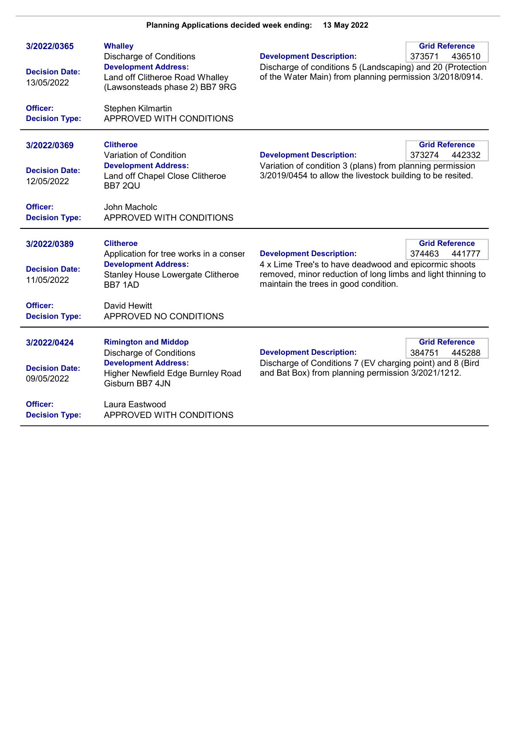**Planning Applications decided week ending: 13 May 2022**

**3/2022/0365**

**Whalley**
Discharge of Conditions

**Development Address:**
Land off Clitheroe Road Whalley (Lawsonsteads phase 2) BB7 9RG

**Decision Date:** 13/05/2022

**Officer:** Stephen Kilmartin
**Decision Type:** APPROVED WITH CONDITIONS

**Development Description:**
Discharge of conditions 5 (Landscaping) and 20 (Protection of the Water Main) from planning permission 3/2018/0914.

**Grid Reference:** 373571 436510

---

**3/2022/0369**

**Clitheroe**
Variation of Condition

**Development Address:**
Land off Chapel Close Clitheroe BB7 2QU

**Decision Date:** 12/05/2022

**Officer:** John Macholc
**Decision Type:** APPROVED WITH CONDITIONS

**Development Description:**
Variation of condition 3 (plans) from planning permission 3/2019/0454 to allow the livestock building to be resited.

**Grid Reference:** 373274 442332

---

**3/2022/0389**

**Clitheroe**
Application for tree works in a conser

**Development Address:**
Stanley House Lowergate Clitheroe BB7 1AD

**Decision Date:** 11/05/2022

**Officer:** David Hewitt
**Decision Type:** APPROVED NO CONDITIONS

**Development Description:**
4 x Lime Tree's to have deadwood and epicormic shoots removed, minor reduction of long limbs and light thinning to maintain the trees in good condition.

**Grid Reference:** 374463 441777

---

**3/2022/0424**

**Rimington and Middop**
Discharge of Conditions

**Development Address:**
Higher Newfield Edge Burnley Road Gisburn BB7 4JN

**Decision Date:** 09/05/2022

**Officer:** Laura Eastwood
**Decision Type:** APPROVED WITH CONDITIONS

**Development Description:**
Discharge of Conditions 7 (EV charging point) and 8 (Bird and Bat Box) from planning permission 3/2021/1212.

**Grid Reference:** 384751 445288

---